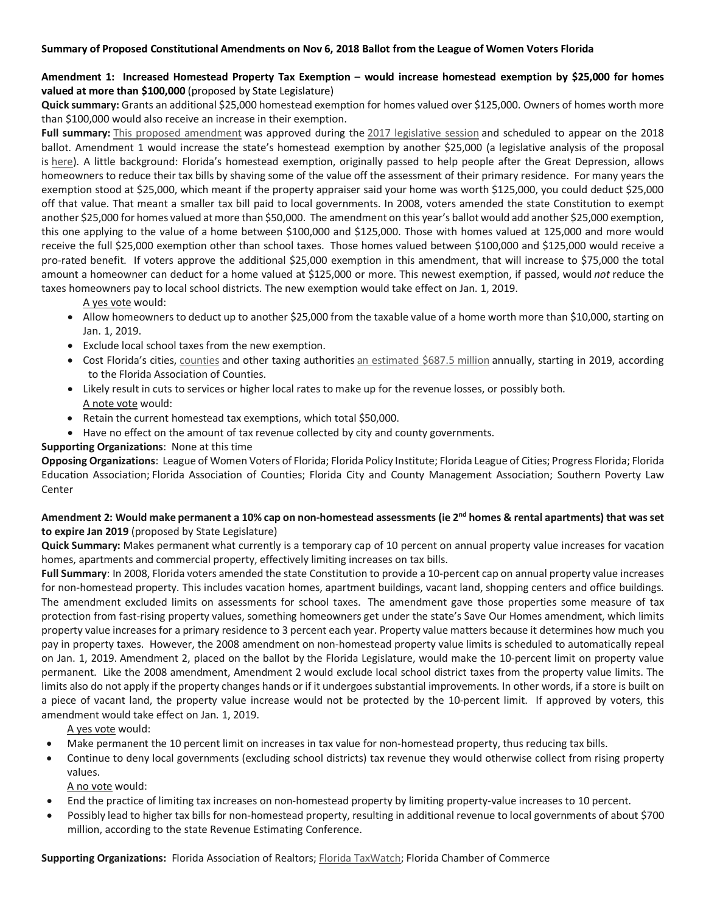**Summary of Proposed Constitutional Amendments on Nov 6, 2018 Ballot from the League of Women Voters Florida**

**Amendment 1: Increased Homestead Property Tax Exemption – would increase homestead exemption by $25,000 for homes valued at more than $100,000** (proposed by State Legislature)

**Quick summary:** Grants an additional $25,000 homestead exemption for homes valued over $125,000. Owners of homes worth more than $100,000 would also receive an increase in their exemption.

**Full summary:** This proposed amendment was approved during the 2017 legislative session and scheduled to appear on the 2018 ballot. Amendment 1 would increase the state's homestead exemption by another $25,000 (a legislative analysis of the proposal is here). A little background: Florida's homestead exemption, originally passed to help people after the Great Depression, allows homeowners to reduce their tax bills by shaving some of the value off the assessment of their primary residence. For many years the exemption stood at $25,000, which meant if the property appraiser said your home was worth $125,000, you could deduct $25,000 off that value. That meant a smaller tax bill paid to local governments. In 2008, voters amended the state Constitution to exempt another $25,000 for homes valued at more than $50,000. The amendment on this year's ballot would add another $25,000 exemption, this one applying to the value of a home between $100,000 and $125,000. Those with homes valued at 125,000 and more would receive the full $25,000 exemption other than school taxes. Those homes valued between $100,000 and $125,000 would receive a pro-rated benefit. If voters approve the additional $25,000 exemption in this amendment, that will increase to $75,000 the total amount a homeowner can deduct for a home valued at $125,000 or more. This newest exemption, if passed, would *not* reduce the taxes homeowners pay to local school districts. The new exemption would take effect on Jan. 1, 2019.

A yes vote would:

- Allow homeowners to deduct up to another $25,000 from the taxable value of a home worth more than $10,000, starting on Jan. 1, 2019.
- Exclude local school taxes from the new exemption.
- Cost Florida's cities, counties and other taxing authorities an estimated $687.5 million annually, starting in 2019, according to the Florida Association of Counties.
- Likely result in cuts to services or higher local rates to make up for the revenue losses, or possibly both.

A note vote would:

- Retain the current homestead tax exemptions, which total $50,000.
- Have no effect on the amount of tax revenue collected by city and county governments.

**Supporting Organizations**: None at this time

**Opposing Organizations**: League of Women Voters of Florida; Florida Policy Institute; Florida League of Cities; Progress Florida; Florida Education Association; Florida Association of Counties; Florida City and County Management Association; Southern Poverty Law Center

**Amendment 2: Would make permanent a 10% cap on non-homestead assessments (ie 2nd homes & rental apartments) that was set to expire Jan 2019** (proposed by State Legislature)

**Quick Summary:** Makes permanent what currently is a temporary cap of 10 percent on annual property value increases for vacation homes, apartments and commercial property, effectively limiting increases on tax bills.

**Full Summary**: In 2008, Florida voters amended the state Constitution to provide a 10-percent cap on annual property value increases for non-homestead property. This includes vacation homes, apartment buildings, vacant land, shopping centers and office buildings. The amendment excluded limits on assessments for school taxes. The amendment gave those properties some measure of tax protection from fast-rising property values, something homeowners get under the state's Save Our Homes amendment, which limits property value increases for a primary residence to 3 percent each year. Property value matters because it determines how much you pay in property taxes. However, the 2008 amendment on non-homestead property value limits is scheduled to automatically repeal on Jan. 1, 2019. Amendment 2, placed on the ballot by the Florida Legislature, would make the 10-percent limit on property value permanent. Like the 2008 amendment, Amendment 2 would exclude local school district taxes from the property value limits. The limits also do not apply if the property changes hands or if it undergoes substantial improvements. In other words, if a store is built on a piece of vacant land, the property value increase would not be protected by the 10-percent limit. If approved by voters, this amendment would take effect on Jan. 1, 2019.

A yes vote would:

- Make permanent the 10 percent limit on increases in tax value for non-homestead property, thus reducing tax bills.
- Continue to deny local governments (excluding school districts) tax revenue they would otherwise collect from rising property values.

A no vote would:

- End the practice of limiting tax increases on non-homestead property by limiting property-value increases to 10 percent.
- Possibly lead to higher tax bills for non-homestead property, resulting in additional revenue to local governments of about $700 million, according to the state Revenue Estimating Conference.

**Supporting Organizations:** Florida Association of Realtors; Florida TaxWatch; Florida Chamber of Commerce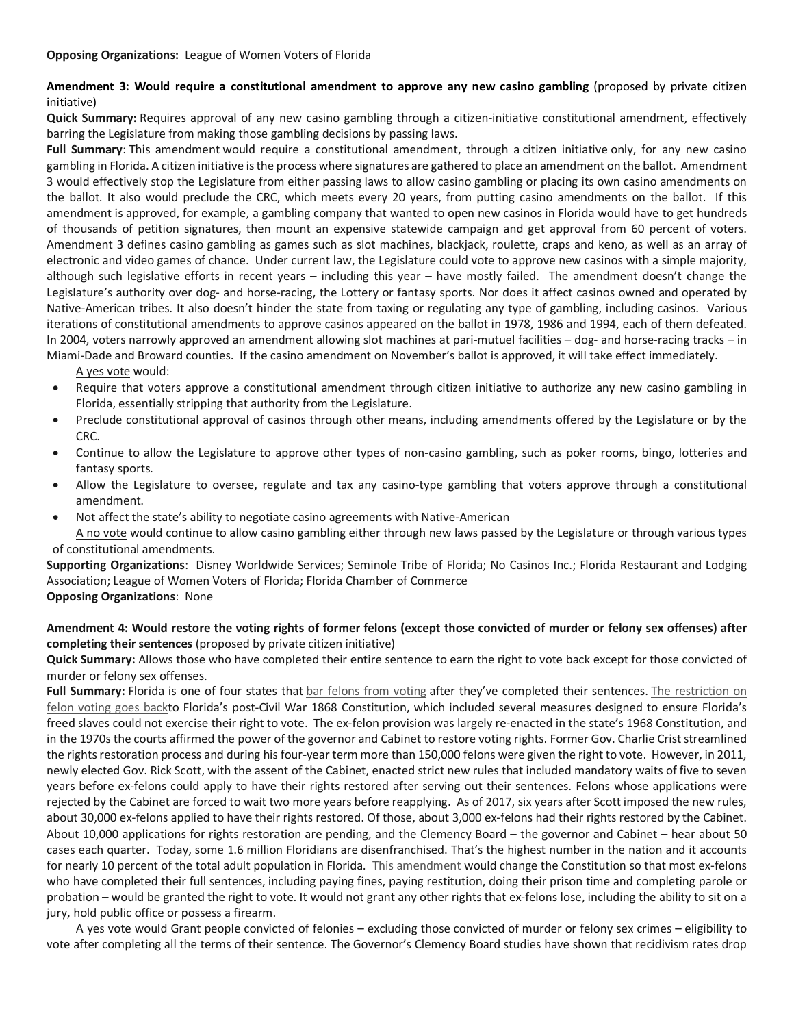**Opposing Organizations:** League of Women Voters of Florida

**Amendment 3: Would require a constitutional amendment to approve any new casino gambling** (proposed by private citizen initiative)

**Quick Summary:** Requires approval of any new casino gambling through a citizen-initiative constitutional amendment, effectively barring the Legislature from making those gambling decisions by passing laws.

**Full Summary**: This amendment would require a constitutional amendment, through a citizen initiative only, for any new casino gambling in Florida. A citizen initiative is the process where signatures are gathered to place an amendment on the ballot. Amendment 3 would effectively stop the Legislature from either passing laws to allow casino gambling or placing its own casino amendments on the ballot. It also would preclude the CRC, which meets every 20 years, from putting casino amendments on the ballot. If this amendment is approved, for example, a gambling company that wanted to open new casinos in Florida would have to get hundreds of thousands of petition signatures, then mount an expensive statewide campaign and get approval from 60 percent of voters. Amendment 3 defines casino gambling as games such as slot machines, blackjack, roulette, craps and keno, as well as an array of electronic and video games of chance. Under current law, the Legislature could vote to approve new casinos with a simple majority, although such legislative efforts in recent years – including this year – have mostly failed. The amendment doesn't change the Legislature's authority over dog- and horse-racing, the Lottery or fantasy sports. Nor does it affect casinos owned and operated by Native-American tribes. It also doesn't hinder the state from taxing or regulating any type of gambling, including casinos. Various iterations of constitutional amendments to approve casinos appeared on the ballot in 1978, 1986 and 1994, each of them defeated. In 2004, voters narrowly approved an amendment allowing slot machines at pari-mutuel facilities – dog- and horse-racing tracks – in Miami-Dade and Broward counties. If the casino amendment on November's ballot is approved, it will take effect immediately.

A yes vote would:

- Require that voters approve a constitutional amendment through citizen initiative to authorize any new casino gambling in Florida, essentially stripping that authority from the Legislature.
- Preclude constitutional approval of casinos through other means, including amendments offered by the Legislature or by the CRC.
- Continue to allow the Legislature to approve other types of non-casino gambling, such as poker rooms, bingo, lotteries and fantasy sports.
- Allow the Legislature to oversee, regulate and tax any casino-type gambling that voters approve through a constitutional amendment.
- Not affect the state's ability to negotiate casino agreements with Native-American

A no vote would continue to allow casino gambling either through new laws passed by the Legislature or through various types of constitutional amendments.

**Supporting Organizations**: Disney Worldwide Services; Seminole Tribe of Florida; No Casinos Inc.; Florida Restaurant and Lodging Association; League of Women Voters of Florida; Florida Chamber of Commerce

**Opposing Organizations**: None

**Amendment 4: Would restore the voting rights of former felons (except those convicted of murder or felony sex offenses) after completing their sentences** (proposed by private citizen initiative)

**Quick Summary:** Allows those who have completed their entire sentence to earn the right to vote back except for those convicted of murder or felony sex offenses.

**Full Summary:** Florida is one of four states that bar felons from voting after they've completed their sentences. The restriction on felon voting goes backto Florida's post-Civil War 1868 Constitution, which included several measures designed to ensure Florida's freed slaves could not exercise their right to vote. The ex-felon provision was largely re-enacted in the state's 1968 Constitution, and in the 1970s the courts affirmed the power of the governor and Cabinet to restore voting rights. Former Gov. Charlie Crist streamlined the rights restoration process and during his four-year term more than 150,000 felons were given the right to vote. However, in 2011, newly elected Gov. Rick Scott, with the assent of the Cabinet, enacted strict new rules that included mandatory waits of five to seven years before ex-felons could apply to have their rights restored after serving out their sentences. Felons whose applications were rejected by the Cabinet are forced to wait two more years before reapplying. As of 2017, six years after Scott imposed the new rules, about 30,000 ex-felons applied to have their rights restored. Of those, about 3,000 ex-felons had their rights restored by the Cabinet. About 10,000 applications for rights restoration are pending, and the Clemency Board – the governor and Cabinet – hear about 50 cases each quarter. Today, some 1.6 million Floridians are disenfranchised. That's the highest number in the nation and it accounts for nearly 10 percent of the total adult population in Florida. This amendment would change the Constitution so that most ex-felons who have completed their full sentences, including paying fines, paying restitution, doing their prison time and completing parole or probation – would be granted the right to vote. It would not grant any other rights that ex-felons lose, including the ability to sit on a jury, hold public office or possess a firearm.

A yes vote would Grant people convicted of felonies – excluding those convicted of murder or felony sex crimes – eligibility to vote after completing all the terms of their sentence. The Governor's Clemency Board studies have shown that recidivism rates drop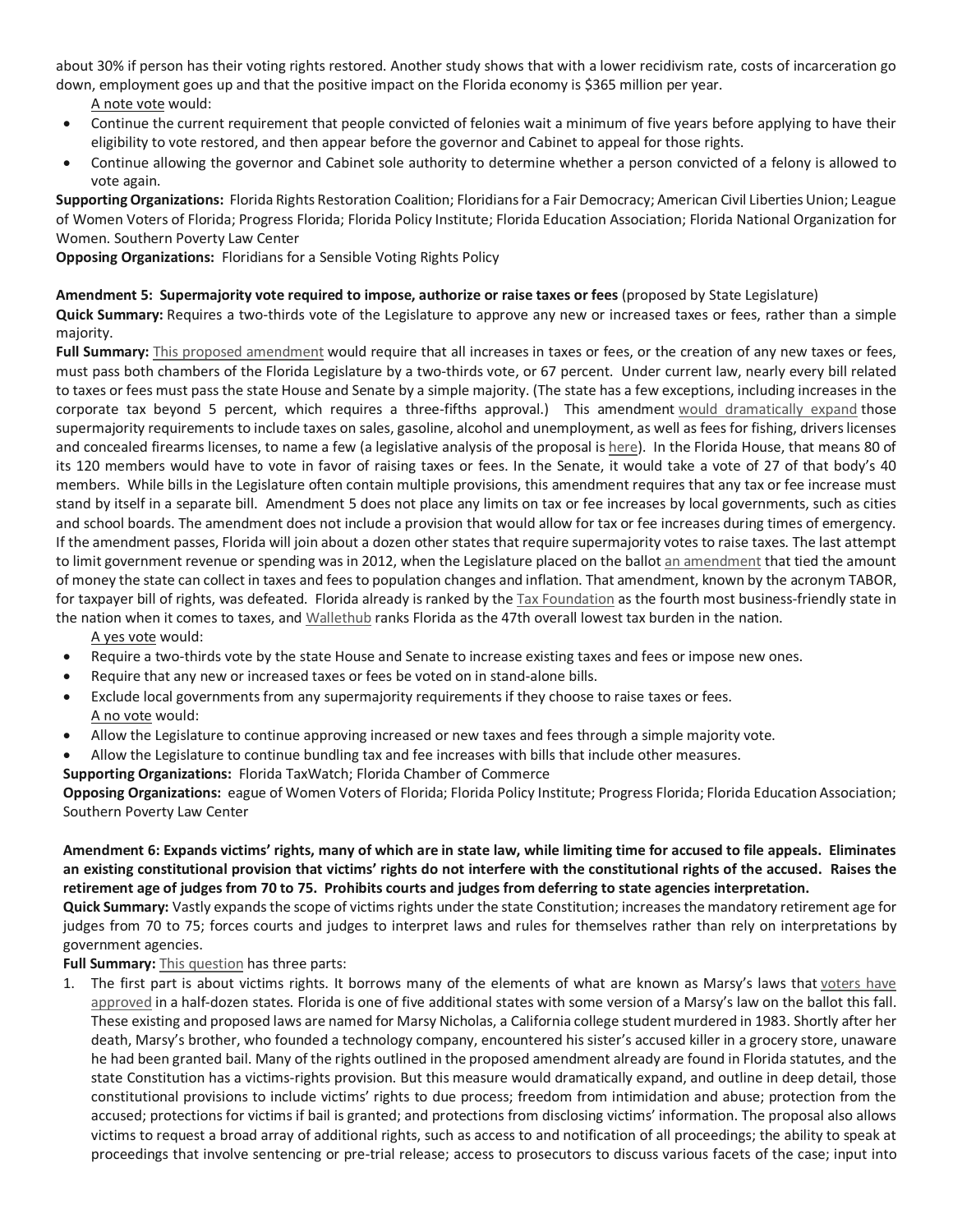about 30% if person has their voting rights restored. Another study shows that with a lower recidivism rate, costs of incarceration go down, employment goes up and that the positive impact on the Florida economy is $365 million per year.

A note vote would:

- Continue the current requirement that people convicted of felonies wait a minimum of five years before applying to have their eligibility to vote restored, and then appear before the governor and Cabinet to appeal for those rights.
- Continue allowing the governor and Cabinet sole authority to determine whether a person convicted of a felony is allowed to vote again.

**Supporting Organizations:** Florida Rights Restoration Coalition; Floridians for a Fair Democracy; American Civil Liberties Union; League of Women Voters of Florida; Progress Florida; Florida Policy Institute; Florida Education Association; Florida National Organization for Women. Southern Poverty Law Center

**Opposing Organizations:** Floridians for a Sensible Voting Rights Policy

**Amendment 5: Supermajority vote required to impose, authorize or raise taxes or fees** (proposed by State Legislature)

**Quick Summary:** Requires a two-thirds vote of the Legislature to approve any new or increased taxes or fees, rather than a simple majority.

**Full Summary:** This proposed amendment would require that all increases in taxes or fees, or the creation of any new taxes or fees, must pass both chambers of the Florida Legislature by a two-thirds vote, or 67 percent. Under current law, nearly every bill related to taxes or fees must pass the state House and Senate by a simple majority. (The state has a few exceptions, including increases in the corporate tax beyond 5 percent, which requires a three-fifths approval.) This amendment would dramatically expand those supermajority requirements to include taxes on sales, gasoline, alcohol and unemployment, as well as fees for fishing, drivers licenses and concealed firearms licenses, to name a few (a legislative analysis of the proposal is here). In the Florida House, that means 80 of its 120 members would have to vote in favor of raising taxes or fees. In the Senate, it would take a vote of 27 of that body's 40 members. While bills in the Legislature often contain multiple provisions, this amendment requires that any tax or fee increase must stand by itself in a separate bill. Amendment 5 does not place any limits on tax or fee increases by local governments, such as cities and school boards. The amendment does not include a provision that would allow for tax or fee increases during times of emergency. If the amendment passes, Florida will join about a dozen other states that require supermajority votes to raise taxes. The last attempt to limit government revenue or spending was in 2012, when the Legislature placed on the ballot an amendment that tied the amount of money the state can collect in taxes and fees to population changes and inflation. That amendment, known by the acronym TABOR, for taxpayer bill of rights, was defeated. Florida already is ranked by the Tax Foundation as the fourth most business-friendly state in the nation when it comes to taxes, and Wallethub ranks Florida as the 47th overall lowest tax burden in the nation.

A yes vote would:

- Require a two-thirds vote by the state House and Senate to increase existing taxes and fees or impose new ones.
- Require that any new or increased taxes or fees be voted on in stand-alone bills.
- Exclude local governments from any supermajority requirements if they choose to raise taxes or fees.

A no vote would:

- Allow the Legislature to continue approving increased or new taxes and fees through a simple majority vote.
- Allow the Legislature to continue bundling tax and fee increases with bills that include other measures.

**Supporting Organizations:** Florida TaxWatch; Florida Chamber of Commerce

**Opposing Organizations:** eague of Women Voters of Florida; Florida Policy Institute; Progress Florida; Florida Education Association; Southern Poverty Law Center

**Amendment 6: Expands victims' rights, many of which are in state law, while limiting time for accused to file appeals. Eliminates an existing constitutional provision that victims' rights do not interfere with the constitutional rights of the accused. Raises the retirement age of judges from 70 to 75. Prohibits courts and judges from deferring to state agencies interpretation.**

**Quick Summary:** Vastly expands the scope of victims rights under the state Constitution; increases the mandatory retirement age for judges from 70 to 75; forces courts and judges to interpret laws and rules for themselves rather than rely on interpretations by government agencies.

**Full Summary:** This question has three parts:

1. The first part is about victims rights. It borrows many of the elements of what are known as Marsy's laws that voters have approved in a half-dozen states. Florida is one of five additional states with some version of a Marsy's law on the ballot this fall. These existing and proposed laws are named for Marsy Nicholas, a California college student murdered in 1983. Shortly after her death, Marsy's brother, who founded a technology company, encountered his sister's accused killer in a grocery store, unaware he had been granted bail. Many of the rights outlined in the proposed amendment already are found in Florida statutes, and the state Constitution has a victims-rights provision. But this measure would dramatically expand, and outline in deep detail, those constitutional provisions to include victims' rights to due process; freedom from intimidation and abuse; protection from the accused; protections for victims if bail is granted; and protections from disclosing victims' information. The proposal also allows victims to request a broad array of additional rights, such as access to and notification of all proceedings; the ability to speak at proceedings that involve sentencing or pre-trial release; access to prosecutors to discuss various facets of the case; input into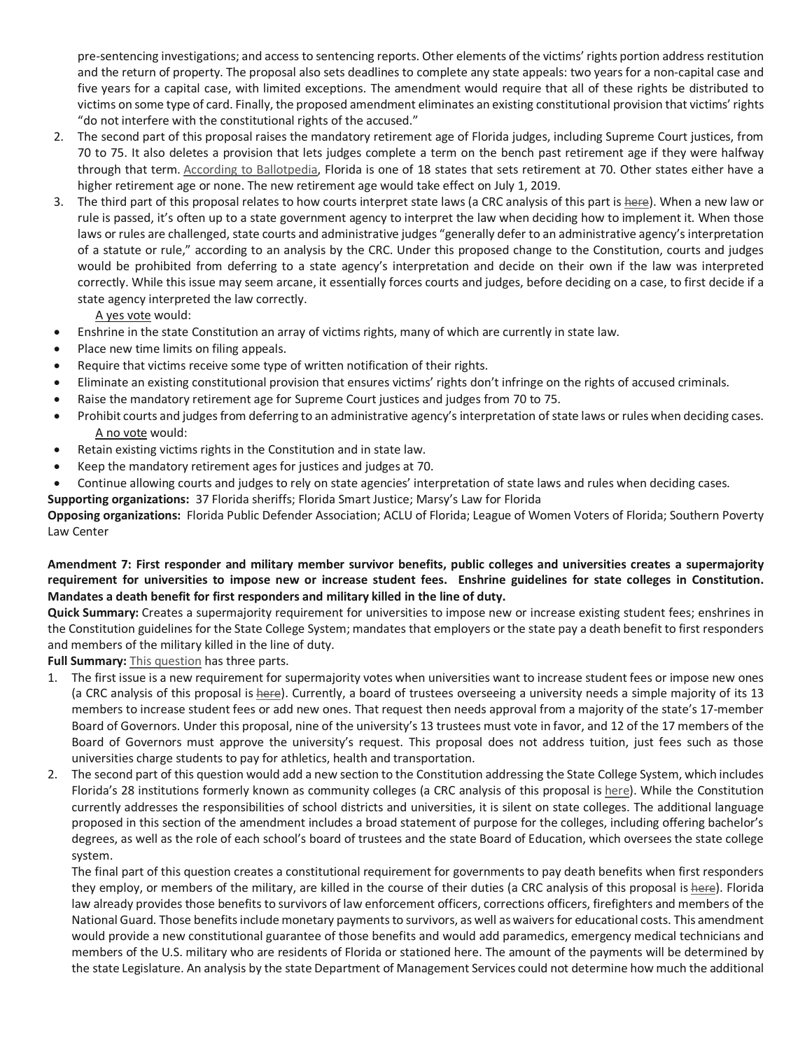pre-sentencing investigations; and access to sentencing reports. Other elements of the victims' rights portion address restitution and the return of property. The proposal also sets deadlines to complete any state appeals: two years for a non-capital case and five years for a capital case, with limited exceptions. The amendment would require that all of these rights be distributed to victims on some type of card. Finally, the proposed amendment eliminates an existing constitutional provision that victims' rights "do not interfere with the constitutional rights of the accused."

2. The second part of this proposal raises the mandatory retirement age of Florida judges, including Supreme Court justices, from 70 to 75. It also deletes a provision that lets judges complete a term on the bench past retirement age if they were halfway through that term. According to Ballotpedia, Florida is one of 18 states that sets retirement at 70. Other states either have a higher retirement age or none. The new retirement age would take effect on July 1, 2019.
3. The third part of this proposal relates to how courts interpret state laws (a CRC analysis of this part is ~~here~~). When a new law or rule is passed, it's often up to a state government agency to interpret the law when deciding how to implement it. When those laws or rules are challenged, state courts and administrative judges "generally defer to an administrative agency's interpretation of a statute or rule," according to an analysis by the CRC. Under this proposed change to the Constitution, courts and judges would be prohibited from deferring to a state agency's interpretation and decide on their own if the law was interpreted correctly. While this issue may seem arcane, it essentially forces courts and judges, before deciding on a case, to first decide if a state agency interpreted the law correctly.

A yes vote would:

- Enshrine in the state Constitution an array of victims rights, many of which are currently in state law.
- Place new time limits on filing appeals.
- Require that victims receive some type of written notification of their rights.
- Eliminate an existing constitutional provision that ensures victims' rights don't infringe on the rights of accused criminals.
- Raise the mandatory retirement age for Supreme Court justices and judges from 70 to 75.
- Prohibit courts and judges from deferring to an administrative agency's interpretation of state laws or rules when deciding cases.

A no vote would:

- Retain existing victims rights in the Constitution and in state law.
- Keep the mandatory retirement ages for justices and judges at 70.
- Continue allowing courts and judges to rely on state agencies' interpretation of state laws and rules when deciding cases.

**Supporting organizations:** 37 Florida sheriffs; Florida Smart Justice; Marsy's Law for Florida

**Opposing organizations:** Florida Public Defender Association; ACLU of Florida; League of Women Voters of Florida; Southern Poverty Law Center

**Amendment 7: First responder and military member survivor benefits, public colleges and universities creates a supermajority requirement for universities to impose new or increase student fees. Enshrine guidelines for state colleges in Constitution. Mandates a death benefit for first responders and military killed in the line of duty.**

**Quick Summary:** Creates a supermajority requirement for universities to impose new or increase existing student fees; enshrines in the Constitution guidelines for the State College System; mandates that employers or the state pay a death benefit to first responders and members of the military killed in the line of duty.

**Full Summary:** This question has three parts.

1. The first issue is a new requirement for supermajority votes when universities want to increase student fees or impose new ones (a CRC analysis of this proposal is ~~here~~). Currently, a board of trustees overseeing a university needs a simple majority of its 13 members to increase student fees or add new ones. That request then needs approval from a majority of the state's 17-member Board of Governors. Under this proposal, nine of the university's 13 trustees must vote in favor, and 12 of the 17 members of the Board of Governors must approve the university's request. This proposal does not address tuition, just fees such as those universities charge students to pay for athletics, health and transportation.
2. The second part of this question would add a new section to the Constitution addressing the State College System, which includes Florida's 28 institutions formerly known as community colleges (a CRC analysis of this proposal is here). While the Constitution currently addresses the responsibilities of school districts and universities, it is silent on state colleges. The additional language proposed in this section of the amendment includes a broad statement of purpose for the colleges, including offering bachelor's degrees, as well as the role of each school's board of trustees and the state Board of Education, which oversees the state college system.

The final part of this question creates a constitutional requirement for governments to pay death benefits when first responders they employ, or members of the military, are killed in the course of their duties (a CRC analysis of this proposal is ~~here~~). Florida law already provides those benefits to survivors of law enforcement officers, corrections officers, firefighters and members of the National Guard. Those benefits include monetary payments to survivors, as well as waivers for educational costs. This amendment would provide a new constitutional guarantee of those benefits and would add paramedics, emergency medical technicians and members of the U.S. military who are residents of Florida or stationed here. The amount of the payments will be determined by the state Legislature. An analysis by the state Department of Management Services could not determine how much the additional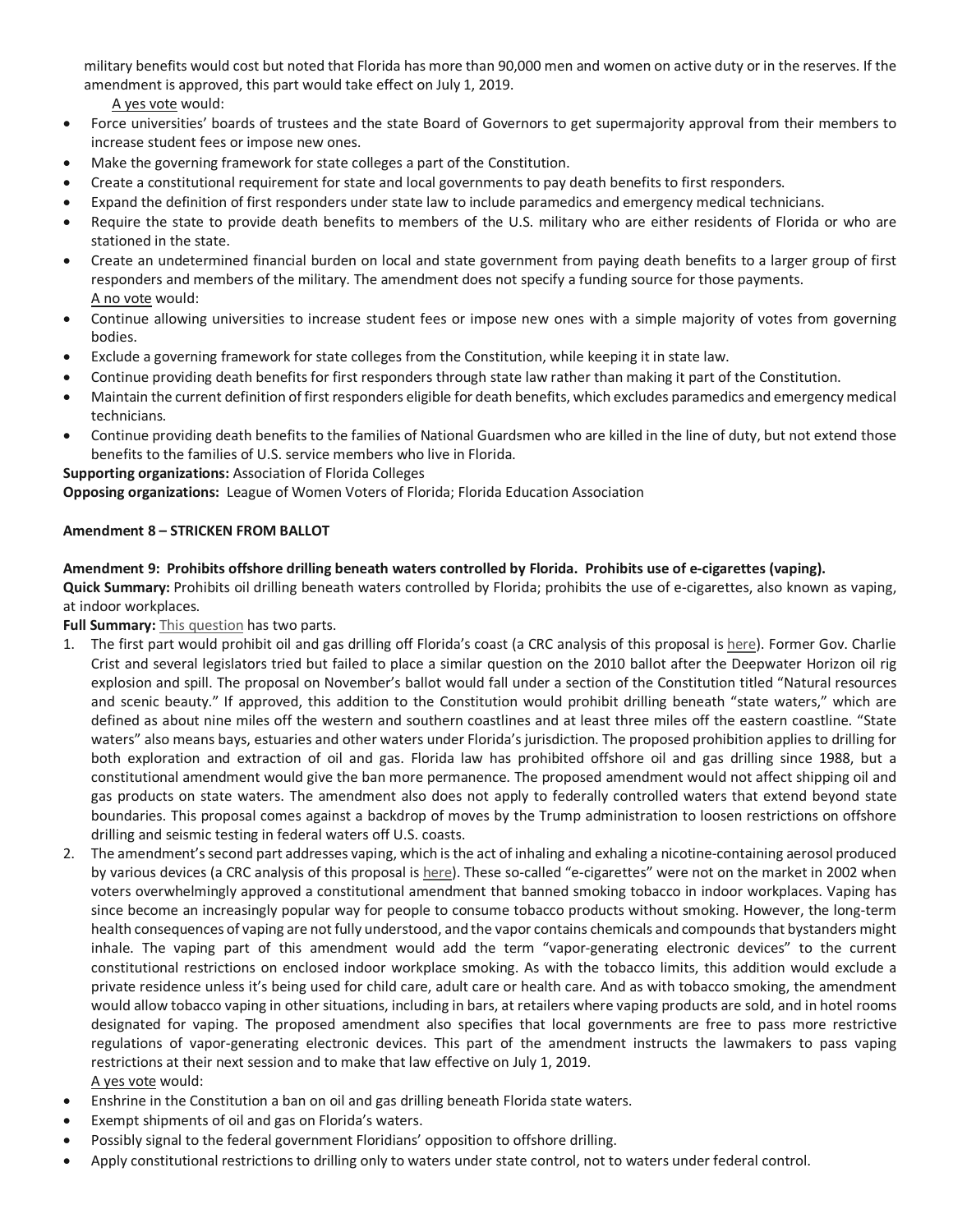military benefits would cost but noted that Florida has more than 90,000 men and women on active duty or in the reserves. If the amendment is approved, this part would take effect on July 1, 2019.

A yes vote would:

- Force universities' boards of trustees and the state Board of Governors to get supermajority approval from their members to increase student fees or impose new ones.
- Make the governing framework for state colleges a part of the Constitution.
- Create a constitutional requirement for state and local governments to pay death benefits to first responders.
- Expand the definition of first responders under state law to include paramedics and emergency medical technicians.
- Require the state to provide death benefits to members of the U.S. military who are either residents of Florida or who are stationed in the state.
- Create an undetermined financial burden on local and state government from paying death benefits to a larger group of first responders and members of the military. The amendment does not specify a funding source for those payments.

A no vote would:

- Continue allowing universities to increase student fees or impose new ones with a simple majority of votes from governing bodies.
- Exclude a governing framework for state colleges from the Constitution, while keeping it in state law.
- Continue providing death benefits for first responders through state law rather than making it part of the Constitution.
- Maintain the current definition of first responders eligible for death benefits, which excludes paramedics and emergency medical technicians.
- Continue providing death benefits to the families of National Guardsmen who are killed in the line of duty, but not extend those benefits to the families of U.S. service members who live in Florida.

**Supporting organizations:** Association of Florida Colleges

**Opposing organizations:** League of Women Voters of Florida; Florida Education Association

**Amendment 8 – STRICKEN FROM BALLOT**

**Amendment 9: Prohibits offshore drilling beneath waters controlled by Florida. Prohibits use of e-cigarettes (vaping).**

**Quick Summary:** Prohibits oil drilling beneath waters controlled by Florida; prohibits the use of e-cigarettes, also known as vaping, at indoor workplaces.

**Full Summary:** This question has two parts.

1. The first part would prohibit oil and gas drilling off Florida's coast (a CRC analysis of this proposal is here). Former Gov. Charlie Crist and several legislators tried but failed to place a similar question on the 2010 ballot after the Deepwater Horizon oil rig explosion and spill. The proposal on November's ballot would fall under a section of the Constitution titled "Natural resources and scenic beauty." If approved, this addition to the Constitution would prohibit drilling beneath "state waters," which are defined as about nine miles off the western and southern coastlines and at least three miles off the eastern coastline. "State waters" also means bays, estuaries and other waters under Florida's jurisdiction. The proposed prohibition applies to drilling for both exploration and extraction of oil and gas. Florida law has prohibited offshore oil and gas drilling since 1988, but a constitutional amendment would give the ban more permanence. The proposed amendment would not affect shipping oil and gas products on state waters. The amendment also does not apply to federally controlled waters that extend beyond state boundaries. This proposal comes against a backdrop of moves by the Trump administration to loosen restrictions on offshore drilling and seismic testing in federal waters off U.S. coasts.
2. The amendment's second part addresses vaping, which is the act of inhaling and exhaling a nicotine-containing aerosol produced by various devices (a CRC analysis of this proposal is here). These so-called "e-cigarettes" were not on the market in 2002 when voters overwhelmingly approved a constitutional amendment that banned smoking tobacco in indoor workplaces. Vaping has since become an increasingly popular way for people to consume tobacco products without smoking. However, the long-term health consequences of vaping are not fully understood, and the vapor contains chemicals and compounds that bystanders might inhale. The vaping part of this amendment would add the term "vapor-generating electronic devices" to the current constitutional restrictions on enclosed indoor workplace smoking. As with the tobacco limits, this addition would exclude a private residence unless it's being used for child care, adult care or health care. And as with tobacco smoking, the amendment would allow tobacco vaping in other situations, including in bars, at retailers where vaping products are sold, and in hotel rooms designated for vaping. The proposed amendment also specifies that local governments are free to pass more restrictive regulations of vapor-generating electronic devices. This part of the amendment instructs the lawmakers to pass vaping restrictions at their next session and to make that law effective on July 1, 2019.

A yes vote would:

- Enshrine in the Constitution a ban on oil and gas drilling beneath Florida state waters.
- Exempt shipments of oil and gas on Florida's waters.
- Possibly signal to the federal government Floridians' opposition to offshore drilling.
- Apply constitutional restrictions to drilling only to waters under state control, not to waters under federal control.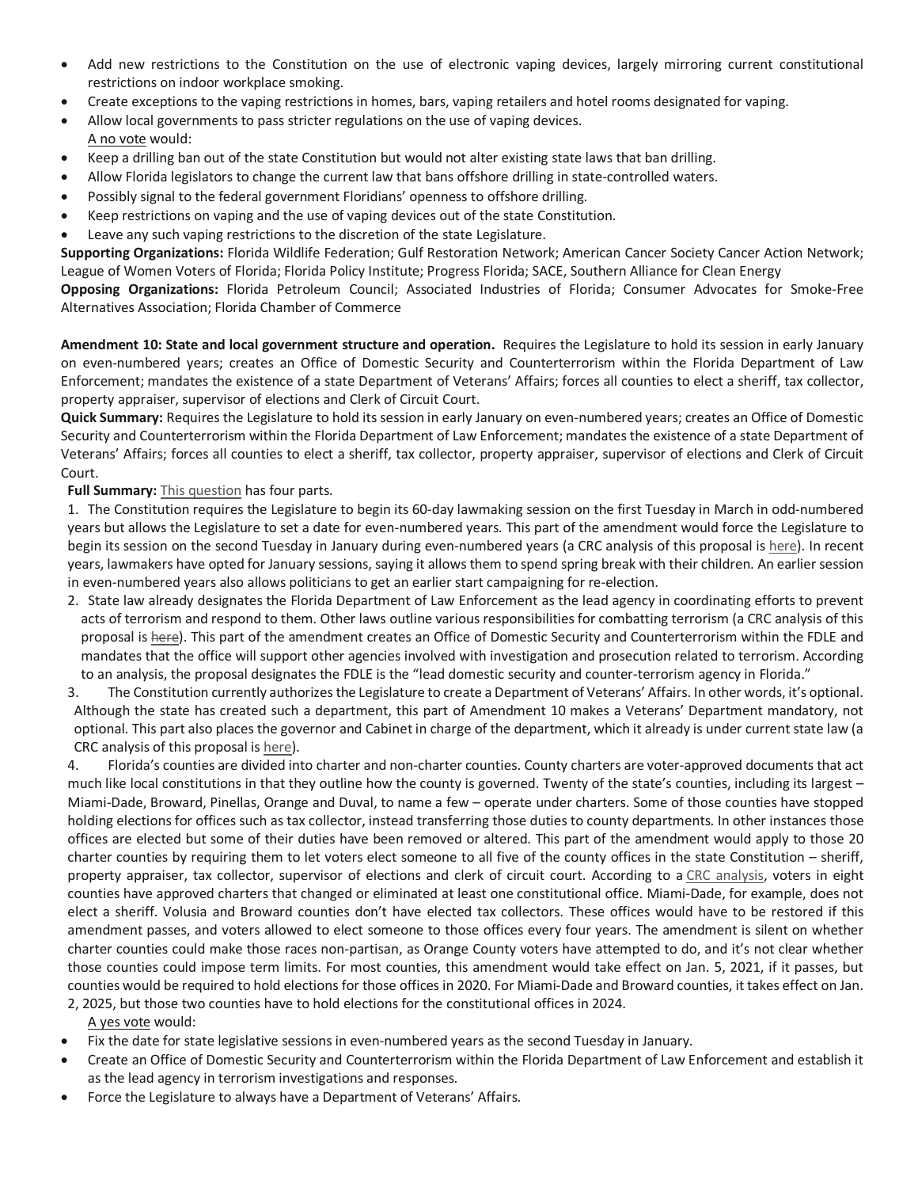- Add new restrictions to the Constitution on the use of electronic vaping devices, largely mirroring current constitutional restrictions on indoor workplace smoking.
- Create exceptions to the vaping restrictions in homes, bars, vaping retailers and hotel rooms designated for vaping.
- Allow local governments to pass stricter regulations on the use of vaping devices.

A no vote would:

- Keep a drilling ban out of the state Constitution but would not alter existing state laws that ban drilling.
- Allow Florida legislators to change the current law that bans offshore drilling in state-controlled waters.
- Possibly signal to the federal government Floridians' openness to offshore drilling.
- Keep restrictions on vaping and the use of vaping devices out of the state Constitution.
- Leave any such vaping restrictions to the discretion of the state Legislature.

**Supporting Organizations:** Florida Wildlife Federation; Gulf Restoration Network; American Cancer Society Cancer Action Network; League of Women Voters of Florida; Florida Policy Institute; Progress Florida; SACE, Southern Alliance for Clean Energy

**Opposing Organizations:** Florida Petroleum Council; Associated Industries of Florida; Consumer Advocates for Smoke-Free Alternatives Association; Florida Chamber of Commerce

**Amendment 10: State and local government structure and operation.** Requires the Legislature to hold its session in early January on even-numbered years; creates an Office of Domestic Security and Counterterrorism within the Florida Department of Law Enforcement; mandates the existence of a state Department of Veterans' Affairs; forces all counties to elect a sheriff, tax collector, property appraiser, supervisor of elections and Clerk of Circuit Court.

**Quick Summary:** Requires the Legislature to hold its session in early January on even-numbered years; creates an Office of Domestic Security and Counterterrorism within the Florida Department of Law Enforcement; mandates the existence of a state Department of Veterans' Affairs; forces all counties to elect a sheriff, tax collector, property appraiser, supervisor of elections and Clerk of Circuit Court.

**Full Summary:** This question has four parts.

1. The Constitution requires the Legislature to begin its 60-day lawmaking session on the first Tuesday in March in odd-numbered years but allows the Legislature to set a date for even-numbered years. This part of the amendment would force the Legislature to begin its session on the second Tuesday in January during even-numbered years (a CRC analysis of this proposal is here). In recent years, lawmakers have opted for January sessions, saying it allows them to spend spring break with their children. An earlier session in even-numbered years also allows politicians to get an earlier start campaigning for re-election.
2. State law already designates the Florida Department of Law Enforcement as the lead agency in coordinating efforts to prevent acts of terrorism and respond to them. Other laws outline various responsibilities for combatting terrorism (a CRC analysis of this proposal is ~~here~~). This part of the amendment creates an Office of Domestic Security and Counterterrorism within the FDLE and mandates that the office will support other agencies involved with investigation and prosecution related to terrorism. According to an analysis, the proposal designates the FDLE is the "lead domestic security and counter-terrorism agency in Florida."
3. The Constitution currently authorizes the Legislature to create a Department of Veterans' Affairs. In other words, it's optional. Although the state has created such a department, this part of Amendment 10 makes a Veterans' Department mandatory, not optional. This part also places the governor and Cabinet in charge of the department, which it already is under current state law (a CRC analysis of this proposal is here).
4. Florida's counties are divided into charter and non-charter counties. County charters are voter-approved documents that act much like local constitutions in that they outline how the county is governed. Twenty of the state's counties, including its largest – Miami-Dade, Broward, Pinellas, Orange and Duval, to name a few – operate under charters. Some of those counties have stopped holding elections for offices such as tax collector, instead transferring those duties to county departments. In other instances those offices are elected but some of their duties have been removed or altered. This part of the amendment would apply to those 20 charter counties by requiring them to let voters elect someone to all five of the county offices in the state Constitution – sheriff, property appraiser, tax collector, supervisor of elections and clerk of circuit court. According to a CRC analysis, voters in eight counties have approved charters that changed or eliminated at least one constitutional office. Miami-Dade, for example, does not elect a sheriff. Volusia and Broward counties don't have elected tax collectors. These offices would have to be restored if this amendment passes, and voters allowed to elect someone to those offices every four years. The amendment is silent on whether charter counties could make those races non-partisan, as Orange County voters have attempted to do, and it's not clear whether those counties could impose term limits. For most counties, this amendment would take effect on Jan. 5, 2021, if it passes, but counties would be required to hold elections for those offices in 2020. For Miami-Dade and Broward counties, it takes effect on Jan. 2, 2025, but those two counties have to hold elections for the constitutional offices in 2024.

A yes vote would:

- Fix the date for state legislative sessions in even-numbered years as the second Tuesday in January.
- Create an Office of Domestic Security and Counterterrorism within the Florida Department of Law Enforcement and establish it as the lead agency in terrorism investigations and responses.
- Force the Legislature to always have a Department of Veterans' Affairs.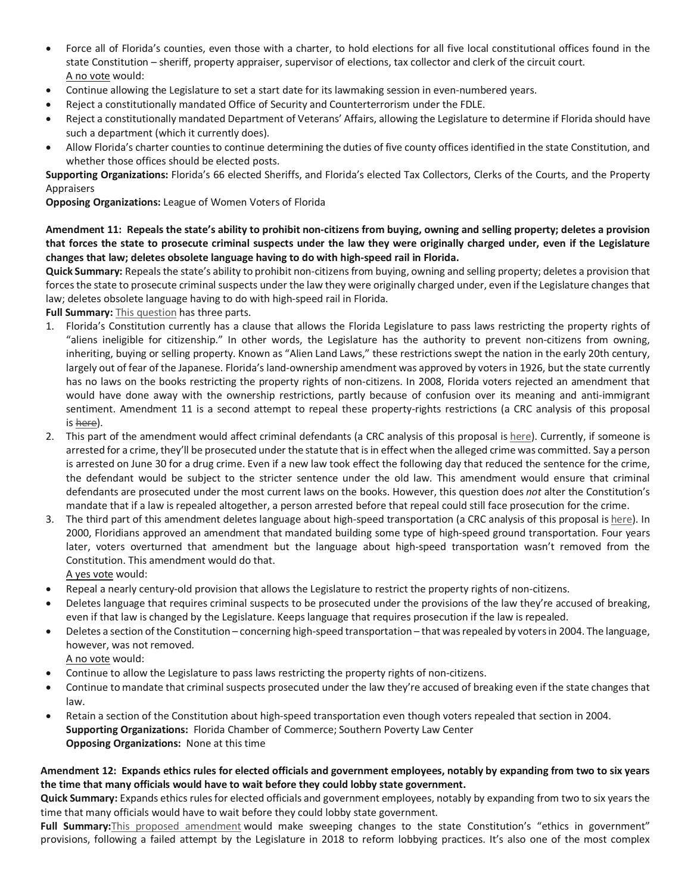- Force all of Florida's counties, even those with a charter, to hold elections for all five local constitutional offices found in the state Constitution – sheriff, property appraiser, supervisor of elections, tax collector and clerk of the circuit court.

A no vote would:

- Continue allowing the Legislature to set a start date for its lawmaking session in even-numbered years.
- Reject a constitutionally mandated Office of Security and Counterterrorism under the FDLE.
- Reject a constitutionally mandated Department of Veterans' Affairs, allowing the Legislature to determine if Florida should have such a department (which it currently does).
- Allow Florida's charter counties to continue determining the duties of five county offices identified in the state Constitution, and whether those offices should be elected posts.

**Supporting Organizations:** Florida's 66 elected Sheriffs, and Florida's elected Tax Collectors, Clerks of the Courts, and the Property Appraisers

**Opposing Organizations:** League of Women Voters of Florida

**Amendment 11: Repeals the state's ability to prohibit non-citizens from buying, owning and selling property; deletes a provision that forces the state to prosecute criminal suspects under the law they were originally charged under, even if the Legislature changes that law; deletes obsolete language having to do with high-speed rail in Florida.**

**Quick Summary:** Repeals the state's ability to prohibit non-citizens from buying, owning and selling property; deletes a provision that forces the state to prosecute criminal suspects under the law they were originally charged under, even if the Legislature changes that law; deletes obsolete language having to do with high-speed rail in Florida.

**Full Summary:** This question has three parts.

1. Florida's Constitution currently has a clause that allows the Florida Legislature to pass laws restricting the property rights of "aliens ineligible for citizenship." In other words, the Legislature has the authority to prevent non-citizens from owning, inheriting, buying or selling property. Known as "Alien Land Laws," these restrictions swept the nation in the early 20th century, largely out of fear of the Japanese. Florida's land-ownership amendment was approved by voters in 1926, but the state currently has no laws on the books restricting the property rights of non-citizens. In 2008, Florida voters rejected an amendment that would have done away with the ownership restrictions, partly because of confusion over its meaning and anti-immigrant sentiment. Amendment 11 is a second attempt to repeal these property-rights restrictions (a CRC analysis of this proposal is ~~here~~).
2. This part of the amendment would affect criminal defendants (a CRC analysis of this proposal is here). Currently, if someone is arrested for a crime, they'll be prosecuted under the statute that is in effect when the alleged crime was committed. Say a person is arrested on June 30 for a drug crime. Even if a new law took effect the following day that reduced the sentence for the crime, the defendant would be subject to the stricter sentence under the old law. This amendment would ensure that criminal defendants are prosecuted under the most current laws on the books. However, this question does *not* alter the Constitution's mandate that if a law is repealed altogether, a person arrested before that repeal could still face prosecution for the crime.
3. The third part of this amendment deletes language about high-speed transportation (a CRC analysis of this proposal is here). In 2000, Floridians approved an amendment that mandated building some type of high-speed ground transportation. Four years later, voters overturned that amendment but the language about high-speed transportation wasn't removed from the Constitution. This amendment would do that.

A yes vote would:

- Repeal a nearly century-old provision that allows the Legislature to restrict the property rights of non-citizens.
- Deletes language that requires criminal suspects to be prosecuted under the provisions of the law they're accused of breaking, even if that law is changed by the Legislature. Keeps language that requires prosecution if the law is repealed.
- Deletes a section of the Constitution – concerning high-speed transportation – that was repealed by voters in 2004. The language, however, was not removed.

A no vote would:

- Continue to allow the Legislature to pass laws restricting the property rights of non-citizens.
- Continue to mandate that criminal suspects prosecuted under the law they're accused of breaking even if the state changes that law.
- Retain a section of the Constitution about high-speed transportation even though voters repealed that section in 2004.

**Supporting Organizations:** Florida Chamber of Commerce; Southern Poverty Law Center

**Opposing Organizations:** None at this time

**Amendment 12: Expands ethics rules for elected officials and government employees, notably by expanding from two to six years the time that many officials would have to wait before they could lobby state government.**

**Quick Summary:** Expands ethics rules for elected officials and government employees, notably by expanding from two to six years the time that many officials would have to wait before they could lobby state government.

**Full Summary:** This proposed amendment would make sweeping changes to the state Constitution's "ethics in government" provisions, following a failed attempt by the Legislature in 2018 to reform lobbying practices. It's also one of the most complex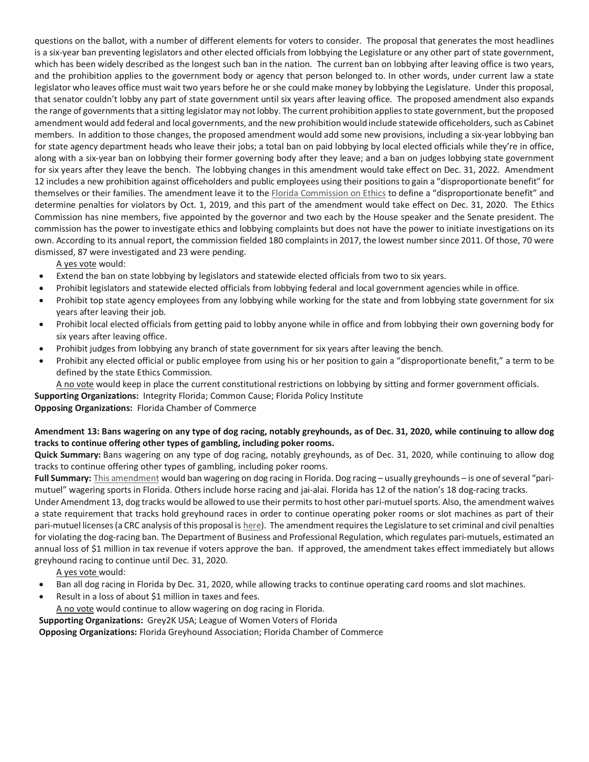questions on the ballot, with a number of different elements for voters to consider. The proposal that generates the most headlines is a six-year ban preventing legislators and other elected officials from lobbying the Legislature or any other part of state government, which has been widely described as the longest such ban in the nation. The current ban on lobbying after leaving office is two years, and the prohibition applies to the government body or agency that person belonged to. In other words, under current law a state legislator who leaves office must wait two years before he or she could make money by lobbying the Legislature. Under this proposal, that senator couldn't lobby any part of state government until six years after leaving office. The proposed amendment also expands the range of governments that a sitting legislator may not lobby. The current prohibition applies to state government, but the proposed amendment would add federal and local governments, and the new prohibition would include statewide officeholders, such as Cabinet members. In addition to those changes, the proposed amendment would add some new provisions, including a six-year lobbying ban for state agency department heads who leave their jobs; a total ban on paid lobbying by local elected officials while they're in office, along with a six-year ban on lobbying their former governing body after they leave; and a ban on judges lobbying state government for six years after they leave the bench. The lobbying changes in this amendment would take effect on Dec. 31, 2022. Amendment 12 includes a new prohibition against officeholders and public employees using their positions to gain a "disproportionate benefit" for themselves or their families. The amendment leave it to the Florida Commission on Ethics to define a "disproportionate benefit" and determine penalties for violators by Oct. 1, 2019, and this part of the amendment would take effect on Dec. 31, 2020. The Ethics Commission has nine members, five appointed by the governor and two each by the House speaker and the Senate president. The commission has the power to investigate ethics and lobbying complaints but does not have the power to initiate investigations on its own. According to its annual report, the commission fielded 180 complaints in 2017, the lowest number since 2011. Of those, 70 were dismissed, 87 were investigated and 23 were pending.

A yes vote would:

- Extend the ban on state lobbying by legislators and statewide elected officials from two to six years.
- Prohibit legislators and statewide elected officials from lobbying federal and local government agencies while in office.
- Prohibit top state agency employees from any lobbying while working for the state and from lobbying state government for six years after leaving their job.
- Prohibit local elected officials from getting paid to lobby anyone while in office and from lobbying their own governing body for six years after leaving office.
- Prohibit judges from lobbying any branch of state government for six years after leaving the bench.
- Prohibit any elected official or public employee from using his or her position to gain a "disproportionate benefit," a term to be defined by the state Ethics Commission.

A no vote would keep in place the current constitutional restrictions on lobbying by sitting and former government officials.

**Supporting Organizations:** Integrity Florida; Common Cause; Florida Policy Institute

**Opposing Organizations:** Florida Chamber of Commerce

**Amendment 13: Bans wagering on any type of dog racing, notably greyhounds, as of Dec. 31, 2020, while continuing to allow dog tracks to continue offering other types of gambling, including poker rooms.**

**Quick Summary:** Bans wagering on any type of dog racing, notably greyhounds, as of Dec. 31, 2020, while continuing to allow dog tracks to continue offering other types of gambling, including poker rooms.

**Full Summary:** This amendment would ban wagering on dog racing in Florida. Dog racing – usually greyhounds – is one of several "pari-mutuel" wagering sports in Florida. Others include horse racing and jai-alai. Florida has 12 of the nation's 18 dog-racing tracks.

Under Amendment 13, dog tracks would be allowed to use their permits to host other pari-mutuel sports. Also, the amendment waives a state requirement that tracks hold greyhound races in order to continue operating poker rooms or slot machines as part of their pari-mutuel licenses (a CRC analysis of this proposal is here). The amendment requires the Legislature to set criminal and civil penalties for violating the dog-racing ban. The Department of Business and Professional Regulation, which regulates pari-mutuels, estimated an annual loss of $1 million in tax revenue if voters approve the ban. If approved, the amendment takes effect immediately but allows greyhound racing to continue until Dec. 31, 2020.

A yes vote would:

- Ban all dog racing in Florida by Dec. 31, 2020, while allowing tracks to continue operating card rooms and slot machines.
- Result in a loss of about $1 million in taxes and fees.

A no vote would continue to allow wagering on dog racing in Florida.

**Supporting Organizations:** Grey2K USA; League of Women Voters of Florida

**Opposing Organizations:** Florida Greyhound Association; Florida Chamber of Commerce